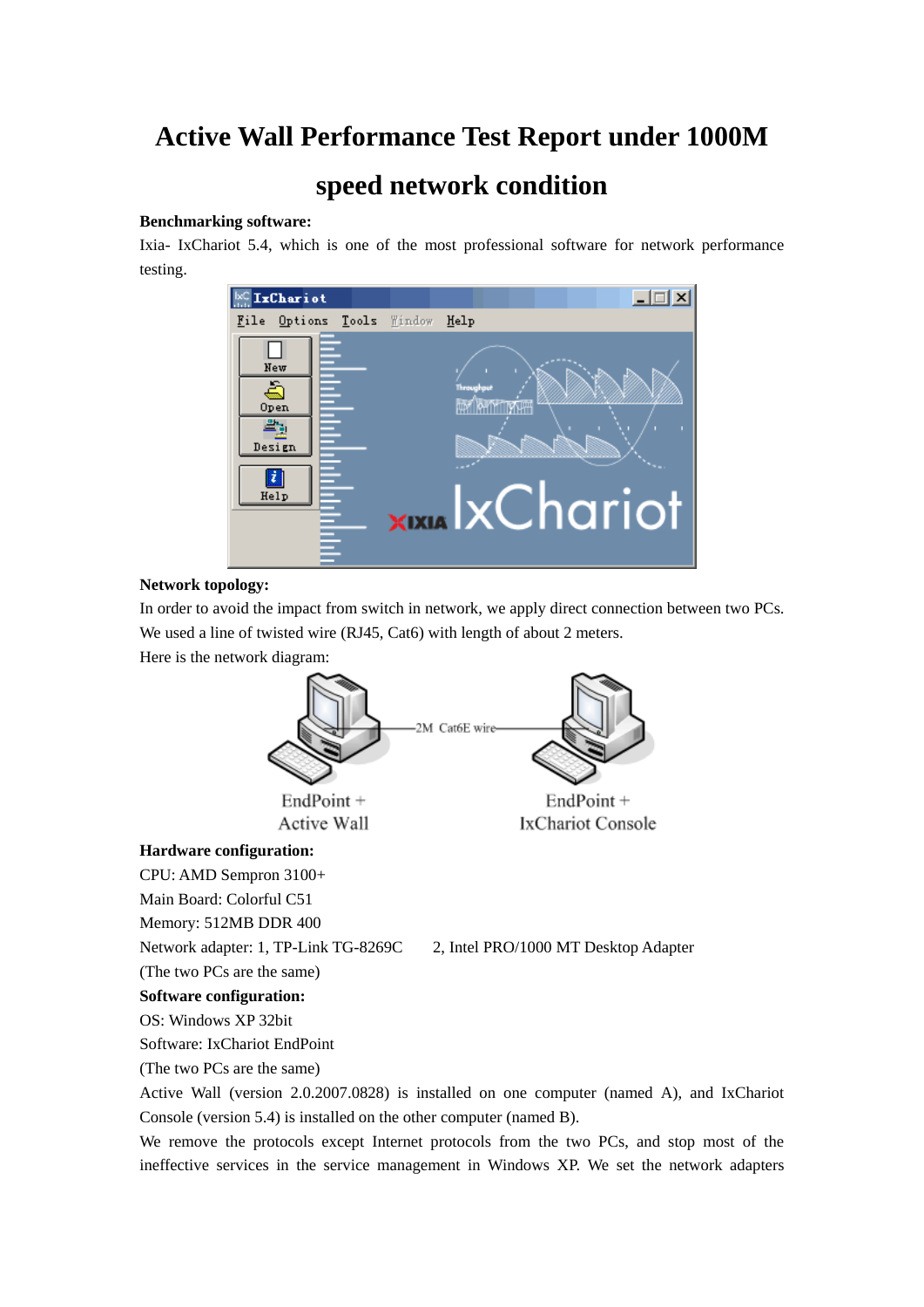# Active Wall Performance Test Report under 1000M speed network condition

**Benchmarking software:**

Ixia- IxChariot 5.4, which is one of the most professional software for network performance testing.

**Network topology:**

In order to avoid the impact from switch in network, we apply direct connection between two PCs. We used a line of twisted wire (RJ45, Cat6) with length of about 2 meters.

Here is the network diagram:

**Hardware configuration:**

CPU: AMD Sempron 3100+

Main Board: Colorful C51

Memory: 512MB DDR 400

Network adapter: 1, TP-Link TG-8269C 2, Intel PRO/1000 MT Desktop Adapter

(The two PCs are the same)

**Software configuration:**

OS: Windows XP 32bit

Software: IxChariot EndPoint

(The two PCs are the same)

Active Wall (version 2.0.2007.0828) is installed on one computer (named A), and IxChariot Console (version 5.4) is installed on the other computer (named B).

We remove the protocols except Internet protocols from the two PCs, and stop most of the ineffective services in the service management in Windows XP. We set the network adapters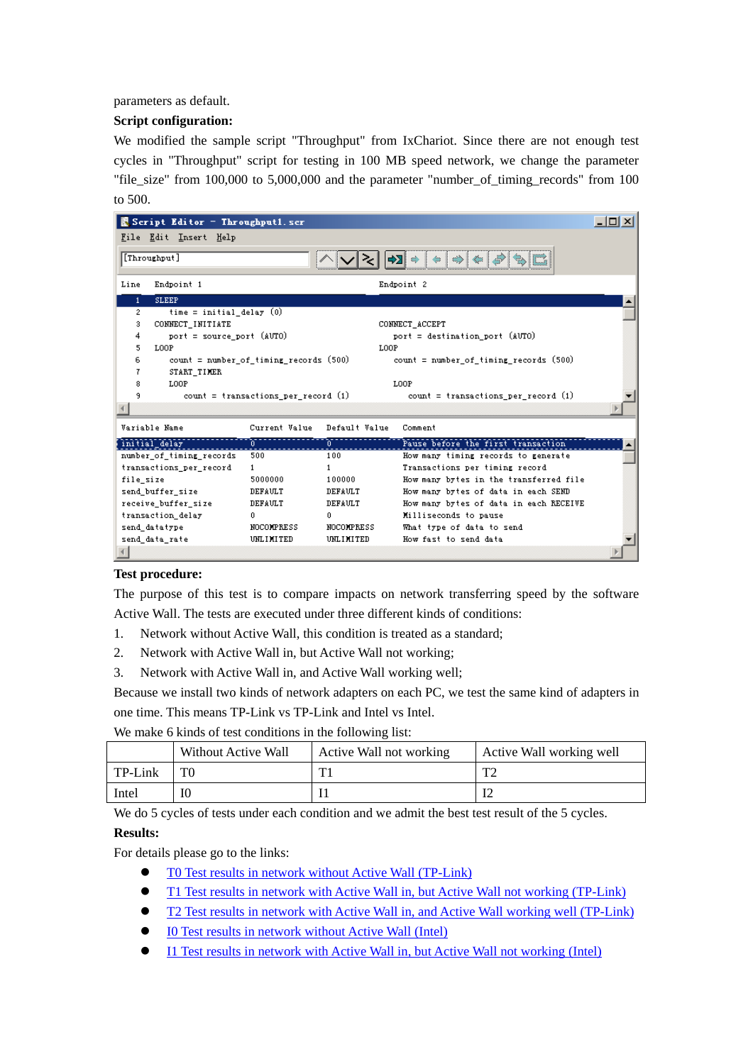parameters as default.

**Script configuration:**

We modified the sample script "Throughput" from IxChariot. Since there are not enough test cycles in "Throughput" script for testing in 100 MB speed network, we change the parameter "file_size" from 100,000 to 5,000,000 and the parameter "number_of_timing_records" from 100 to 500.

```
Script Editor - Throughput1.scr
File  Edit  Insert  Help
[Throughput]

Line  Endpoint 1                                   Endpoint 2
1     SLEEP
2        time = initial_delay (0)
3     CONNECT_INITIATE                             CONNECT_ACCEPT
4        port = source_port (AUTO)                    port = destination_port (AUTO)
5     LOOP                                         LOOP
6        count = number_of_timing_records (500)       count = number_of_timing_records (500)
7        START_TIMER
8        LOOP                                         LOOP
9           count = transactions_per_record (1)          count = transactions_per_record (1)

Variable Name              Current Value  Default Value  Comment
initial_delay              0              0              Pause before the first transaction
number_of_timing_records   500            100            How many timing records to generate
transactions_per_record    1              1              Transactions per timing record
file_size                  5000000        100000         How many bytes in the transferred file
send_buffer_size           DEFAULT        DEFAULT        How many bytes of data in each SEND
receive_buffer_size        DEFAULT        DEFAULT        How many bytes of data in each RECEIVE
transaction_delay          0              0              Milliseconds to pause
send_datatype              NOCOMPRESS     NOCOMPRESS     What type of data to send
send_data_rate             UNLIMITED      UNLIMITED      How fast to send data
```

**Test procedure:**

The purpose of this test is to compare impacts on network transferring speed by the software Active Wall. The tests are executed under three different kinds of conditions:

1. Network without Active Wall, this condition is treated as a standard;
2. Network with Active Wall in, but Active Wall not working;
3. Network with Active Wall in, and Active Wall working well;

Because we install two kinds of network adapters on each PC, we test the same kind of adapters in one time. This means TP-Link vs TP-Link and Intel vs Intel.

We make 6 kinds of test conditions in the following list:

| | Without Active Wall | Active Wall not working | Active Wall working well |
|---|---|---|---|
| TP-Link | T0 | T1 | T2 |
| Intel | I0 | I1 | I2 |

We do 5 cycles of tests under each condition and we admit the best test result of the 5 cycles.

**Results:**

For details please go to the links:

- T0 Test results in network without Active Wall (TP-Link)
- T1 Test results in network with Active Wall in, but Active Wall not working (TP-Link)
- T2 Test results in network with Active Wall in, and Active Wall working well (TP-Link)
- I0 Test results in network without Active Wall (Intel)
- I1 Test results in network with Active Wall in, but Active Wall not working (Intel)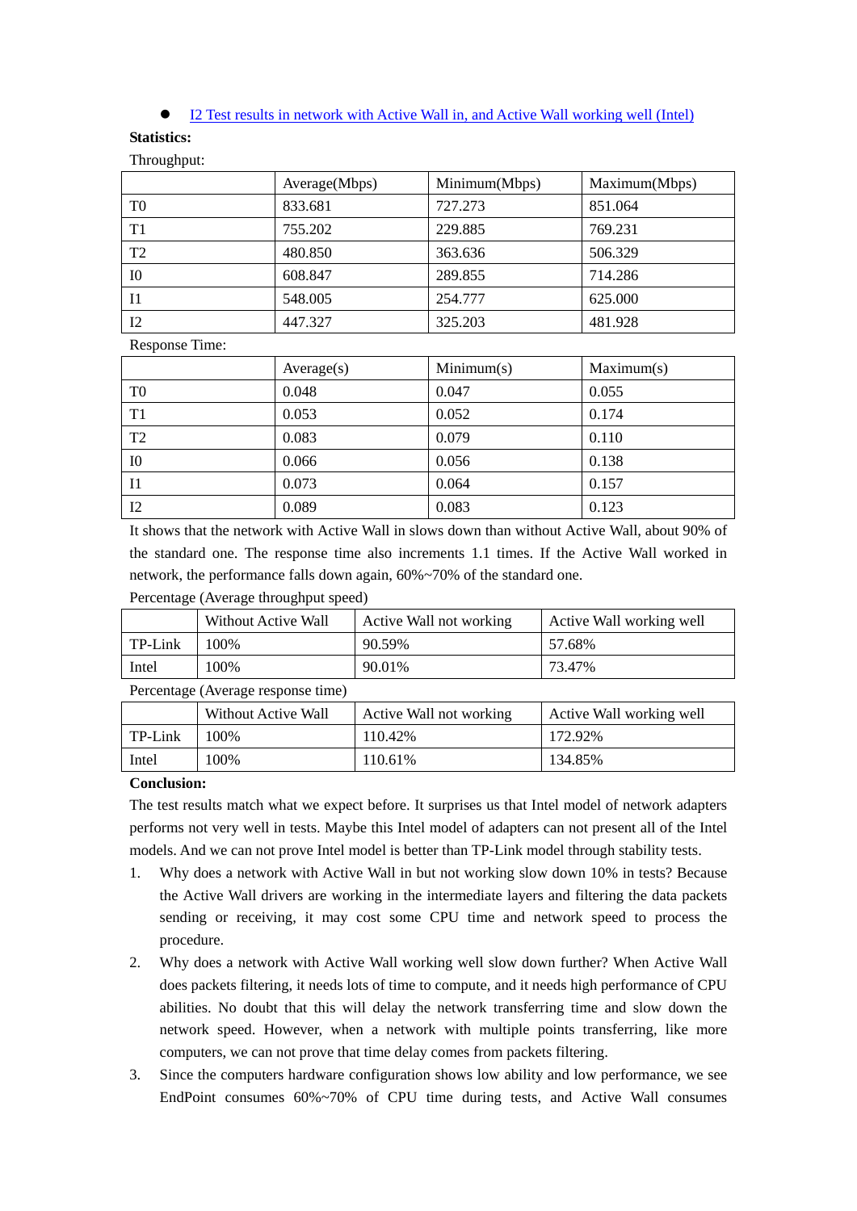- I2 Test results in network with Active Wall in, and Active Wall working well (Intel)

**Statistics:**

Throughput:

| | Average(Mbps) | Minimum(Mbps) | Maximum(Mbps) |
|---|---|---|---|
| T0 | 833.681 | 727.273 | 851.064 |
| T1 | 755.202 | 229.885 | 769.231 |
| T2 | 480.850 | 363.636 | 506.329 |
| I0 | 608.847 | 289.855 | 714.286 |
| I1 | 548.005 | 254.777 | 625.000 |
| I2 | 447.327 | 325.203 | 481.928 |

Response Time:

| | Average(s) | Minimum(s) | Maximum(s) |
|---|---|---|---|
| T0 | 0.048 | 0.047 | 0.055 |
| T1 | 0.053 | 0.052 | 0.174 |
| T2 | 0.083 | 0.079 | 0.110 |
| I0 | 0.066 | 0.056 | 0.138 |
| I1 | 0.073 | 0.064 | 0.157 |
| I2 | 0.089 | 0.083 | 0.123 |

It shows that the network with Active Wall in slows down than without Active Wall, about 90% of the standard one. The response time also increments 1.1 times. If the Active Wall worked in network, the performance falls down again, 60%~70% of the standard one.

Percentage (Average throughput speed)

| | Without Active Wall | Active Wall not working | Active Wall working well |
|---|---|---|---|
| TP-Link | 100% | 90.59% | 57.68% |
| Intel | 100% | 90.01% | 73.47% |

Percentage (Average response time)

| | Without Active Wall | Active Wall not working | Active Wall working well |
|---|---|---|---|
| TP-Link | 100% | 110.42% | 172.92% |
| Intel | 100% | 110.61% | 134.85% |

**Conclusion:**

The test results match what we expect before. It surprises us that Intel model of network adapters performs not very well in tests. Maybe this Intel model of adapters can not present all of the Intel models. And we can not prove Intel model is better than TP-Link model through stability tests.

1. Why does a network with Active Wall in but not working slow down 10% in tests? Because the Active Wall drivers are working in the intermediate layers and filtering the data packets sending or receiving, it may cost some CPU time and network speed to process the procedure.
2. Why does a network with Active Wall working well slow down further? When Active Wall does packets filtering, it needs lots of time to compute, and it needs high performance of CPU abilities. No doubt that this will delay the network transferring time and slow down the network speed. However, when a network with multiple points transferring, like more computers, we can not prove that time delay comes from packets filtering.
3. Since the computers hardware configuration shows low ability and low performance, we see EndPoint consumes 60%~70% of CPU time during tests, and Active Wall consumes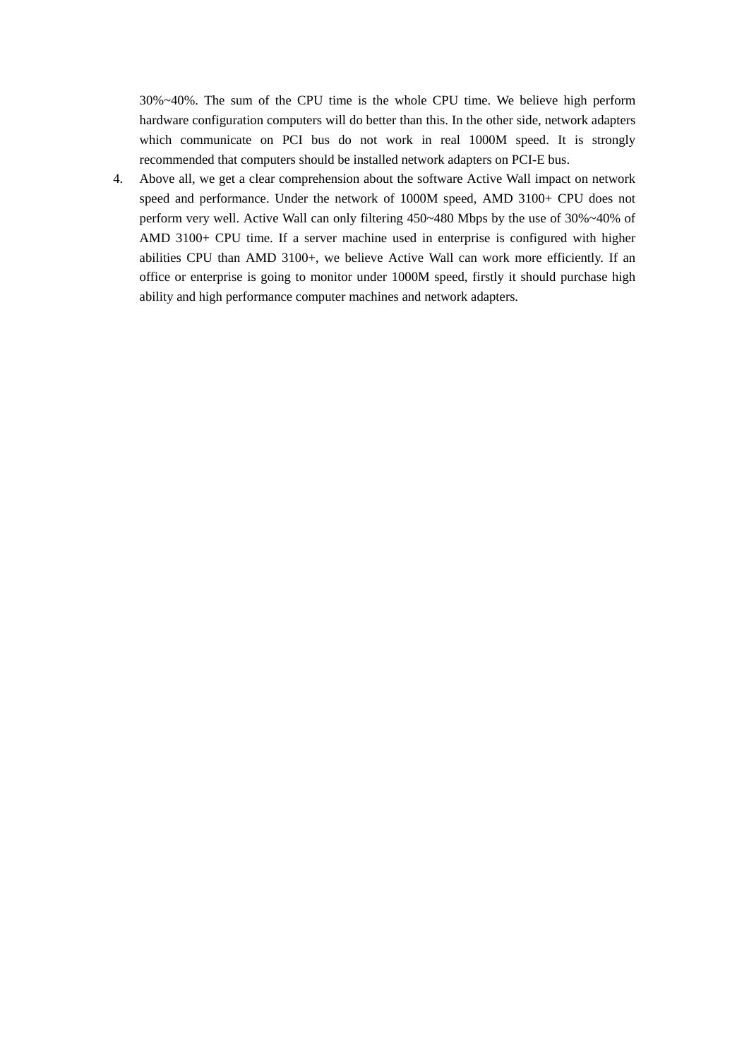30%~40%. The sum of the CPU time is the whole CPU time. We believe high perform hardware configuration computers will do better than this. In the other side, network adapters which communicate on PCI bus do not work in real 1000M speed. It is strongly recommended that computers should be installed network adapters on PCI-E bus.

4. Above all, we get a clear comprehension about the software Active Wall impact on network speed and performance. Under the network of 1000M speed, AMD 3100+ CPU does not perform very well. Active Wall can only filtering 450~480 Mbps by the use of 30%~40% of AMD 3100+ CPU time. If a server machine used in enterprise is configured with higher abilities CPU than AMD 3100+, we believe Active Wall can work more efficiently. If an office or enterprise is going to monitor under 1000M speed, firstly it should purchase high ability and high performance computer machines and network adapters.